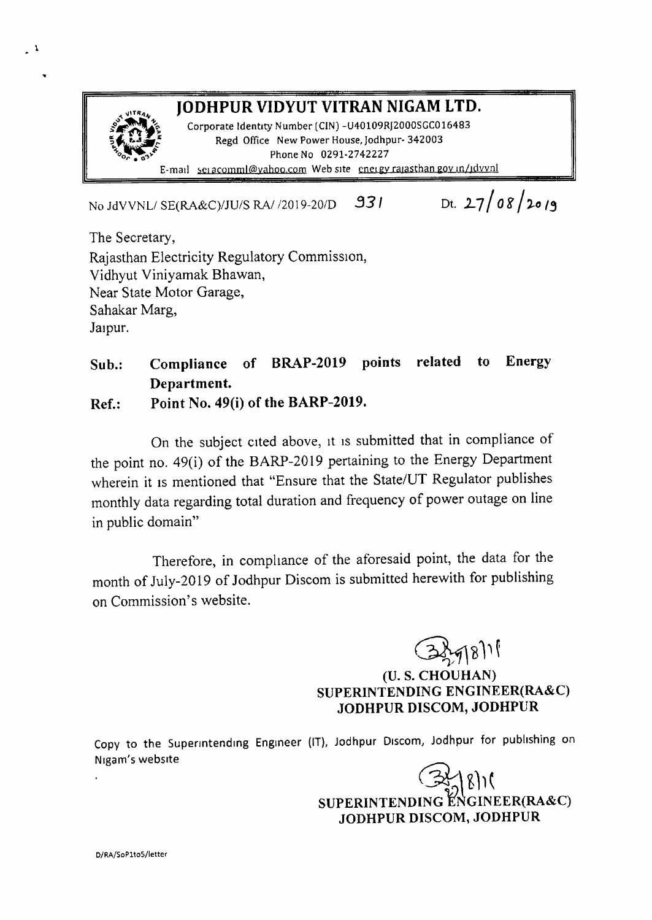# JODHPUR VIDYUT VITRAN NIGAM LTD.

Corporate Identity Number (CIN) -U40109RJ2000SGC016483
Regd Office New Power House, Jodhpur- 342003
Phone No 0291-2742227
E-mail seracomml@yahoo.com Web site energy.rajasthan.gov.in/jdvvnl

No JdVVNL/ SE(RA&C)/JU/S RA/ /2019-20/D 931 Dt. 27/08/2019

The Secretary,
Rajasthan Electricity Regulatory Commission,
Vidhyut Viniyamak Bhawan,
Near State Motor Garage,
Sahakar Marg,
Jaipur.

**Sub.: Compliance of BRAP-2019 points related to Energy Department.**

**Ref.: Point No. 49(i) of the BARP-2019.**

On the subject cited above, it is submitted that in compliance of the point no. 49(i) of the BARP-2019 pertaining to the Energy Department wherein it is mentioned that "Ensure that the State/UT Regulator publishes monthly data regarding total duration and frequency of power outage on line in public domain"

Therefore, in compliance of the aforesaid point, the data for the month of July-2019 of Jodhpur Discom is submitted herewith for publishing on Commission's website.

**(U. S. CHOUHAN)**
**SUPERINTENDING ENGINEER(RA&C)**
**JODHPUR DISCOM, JODHPUR**

Copy to the Superintending Engineer (IT), Jodhpur Discom, Jodhpur for publishing on Nigam's website

**SUPERINTENDING ENGINEER(RA&C)**
**JODHPUR DISCOM, JODHPUR**

D/RA/SoP1to5/letter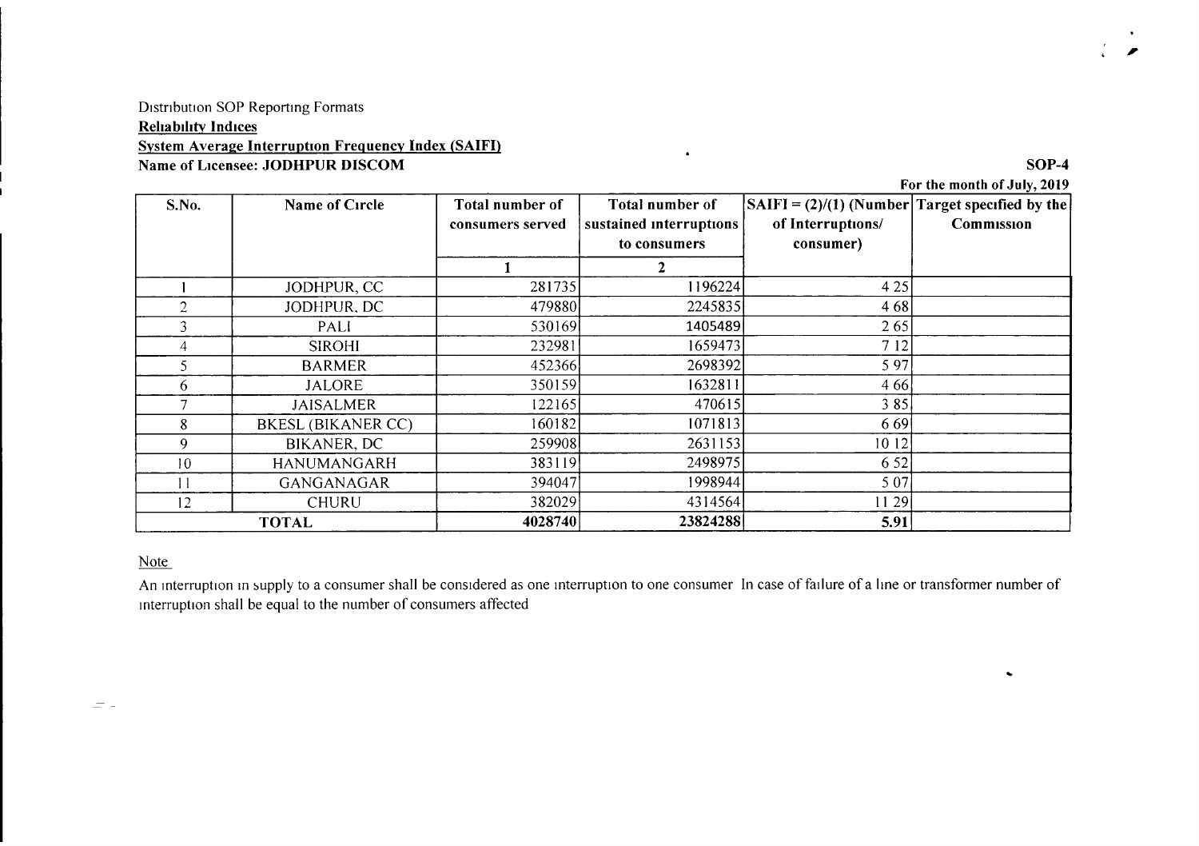Distribution SOP Reporting Formats

**Reliability Indices**

**System Average Interruption Frequency Index (SAIFI)**

**Name of Licensee: JODHPUR DISCOM** **SOP-4**

**For the month of July, 2019**

| S.No. | Name of Circle | Total number of consumers served | Total number of sustained interruptions to consumers | SAIFI = (2)/(1) (Number of Interruptions/ consumer) | Target specified by the Commission |
|---|---|---|---|---|---|
| | | 1 | 2 | | |
| 1 | JODHPUR, CC | 281735 | 1196224 | 4 25 | |
| 2 | JODHPUR, DC | 479880 | 2245835 | 4 68 | |
| 3 | PALI | 530169 | 1405489 | 2 65 | |
| 4 | SIROHI | 232981 | 1659473 | 7 12 | |
| 5 | BARMER | 452366 | 2698392 | 5 97 | |
| 6 | JALORE | 350159 | 1632811 | 4 66 | |
| 7 | JAISALMER | 122165 | 470615 | 3 85 | |
| 8 | BKESL (BIKANER CC) | 160182 | 1071813 | 6 69 | |
| 9 | BIKANER, DC | 259908 | 2631153 | 10 12 | |
| 10 | HANUMANGARH | 383119 | 2498975 | 6 52 | |
| 11 | GANGANAGAR | 394047 | 1998944 | 5 07 | |
| 12 | CHURU | 382029 | 4314564 | 11 29 | |
| **TOTAL** | | **4028740** | **23824288** | **5.91** | |

Note

An interruption in supply to a consumer shall be considered as one interruption to one consumer In case of failure of a line or transformer number of interruption shall be equal to the number of consumers affected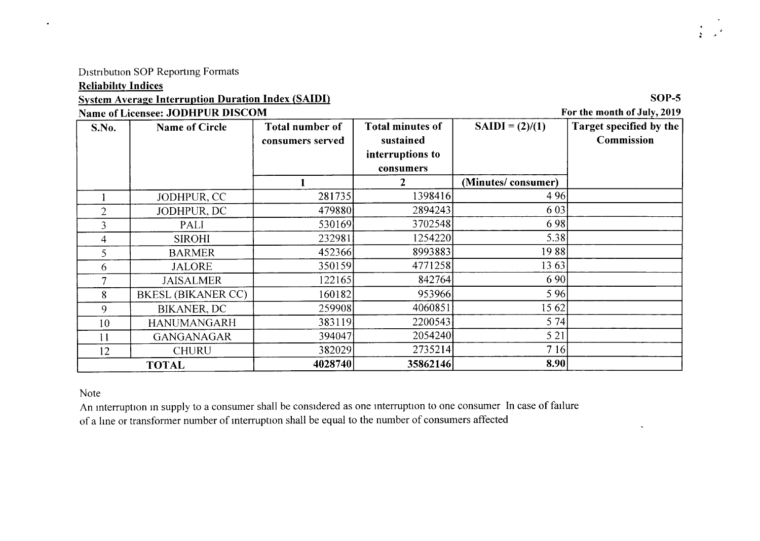Distribution SOP Reporting Formats

**Reliability Indices**

**System Average Interruption Duration Index (SAIDI)** **SOP-5**

**Name of Licensee: JODHPUR DISCOM** **For the month of July, 2019**

| S.No. | Name of Circle | Total number of consumers served | Total minutes of sustained interruptions to consumers | SAIDI = (2)/(1) | Target specified by the Commission |
|---|---|---|---|---|---|
| | | 1 | 2 | (Minutes/ consumer) | |
| 1 | JODHPUR, CC | 281735 | 1398416 | 4 96 | |
| 2 | JODHPUR, DC | 479880 | 2894243 | 6 03 | |
| 3 | PALI | 530169 | 3702548 | 6 98 | |
| 4 | SIROHI | 232981 | 1254220 | 5.38 | |
| 5 | BARMER | 452366 | 8993883 | 19 88 | |
| 6 | JALORE | 350159 | 4771258 | 13 63 | |
| 7 | JAISALMER | 122165 | 842764 | 6 90 | |
| 8 | BKESL (BIKANER CC) | 160182 | 953966 | 5 96 | |
| 9 | BIKANER, DC | 259908 | 4060851 | 15 62 | |
| 10 | HANUMANGARH | 383119 | 2200543 | 5 74 | |
| 11 | GANGANAGAR | 394047 | 2054240 | 5 21 | |
| 12 | CHURU | 382029 | 2735214 | 7 16 | |
| **TOTAL** | | **4028740** | **35862146** | **8.90** | |

Note

An interruption in supply to a consumer shall be considered as one interruption to one consumer In case of failure of a line or transformer number of interruption shall be equal to the number of consumers affected